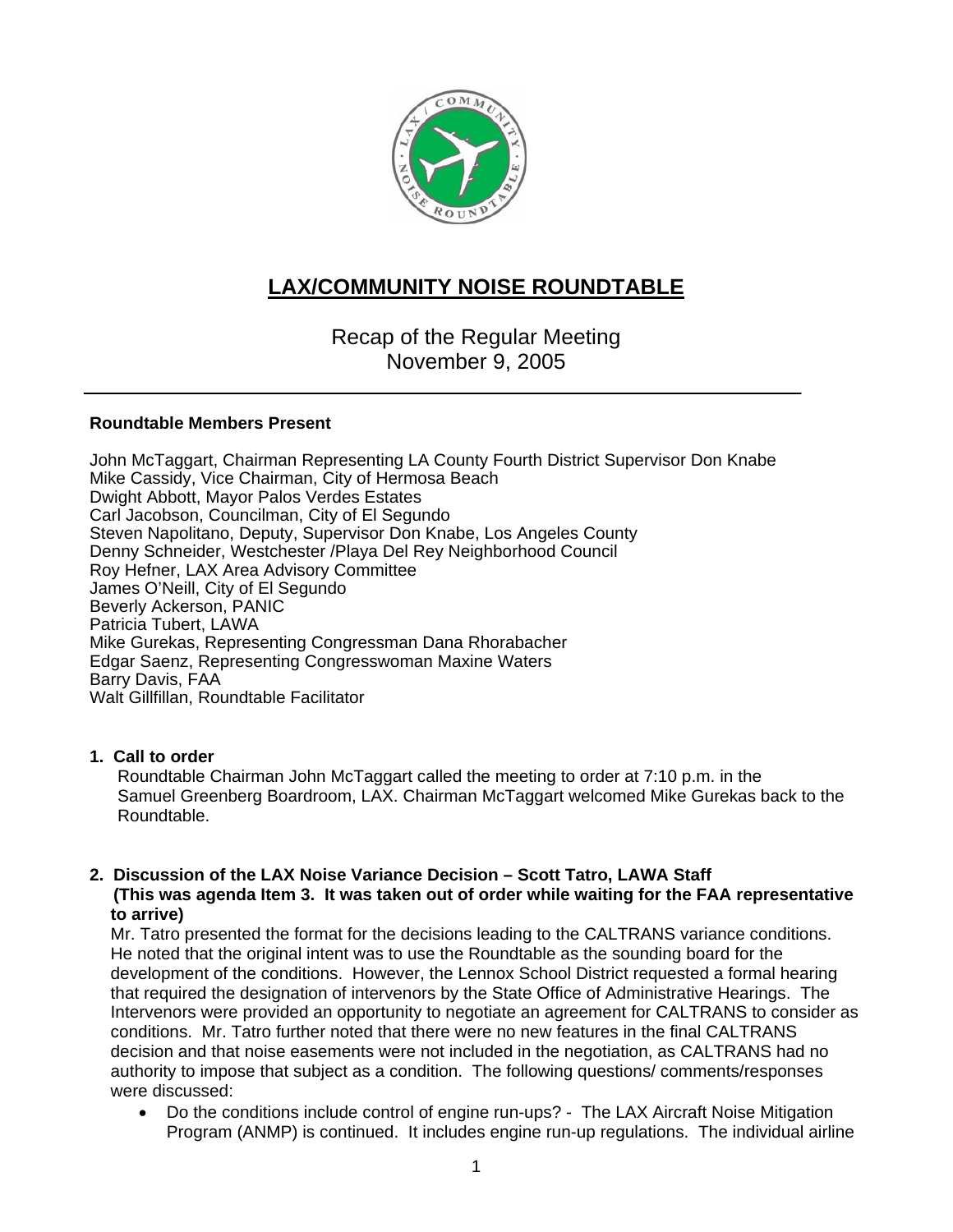# LAX/COMMUNITY NOISE ROUNDTABLE

Recap of the Regular Meeting
November 9, 2005

---

**Roundtable Members Present**

John McTaggart, Chairman Representing LA County Fourth District Supervisor Don Knabe
Mike Cassidy, Vice Chairman, City of Hermosa Beach
Dwight Abbott, Mayor Palos Verdes Estates
Carl Jacobson, Councilman, City of El Segundo
Steven Napolitano, Deputy, Supervisor Don Knabe, Los Angeles County
Denny Schneider, Westchester /Playa Del Rey Neighborhood Council
Roy Hefner, LAX Area Advisory Committee
James O'Neill, City of El Segundo
Beverly Ackerson, PANIC
Patricia Tubert, LAWA
Mike Gurekas, Representing Congressman Dana Rhorabacher
Edgar Saenz, Representing Congresswoman Maxine Waters
Barry Davis, FAA
Walt Gillfillan, Roundtable Facilitator

**1. Call to order**

Roundtable Chairman John McTaggart called the meeting to order at 7:10 p.m. in the Samuel Greenberg Boardroom, LAX. Chairman McTaggart welcomed Mike Gurekas back to the Roundtable.

**2. Discussion of the LAX Noise Variance Decision – Scott Tatro, LAWA Staff (This was agenda Item 3. It was taken out of order while waiting for the FAA representative to arrive)**

Mr. Tatro presented the format for the decisions leading to the CALTRANS variance conditions. He noted that the original intent was to use the Roundtable as the sounding board for the development of the conditions. However, the Lennox School District requested a formal hearing that required the designation of intervenors by the State Office of Administrative Hearings. The Intervenors were provided an opportunity to negotiate an agreement for CALTRANS to consider as conditions. Mr. Tatro further noted that there were no new features in the final CALTRANS decision and that noise easements were not included in the negotiation, as CALTRANS had no authority to impose that subject as a condition. The following questions/ comments/responses were discussed:

- Do the conditions include control of engine run-ups? - The LAX Aircraft Noise Mitigation Program (ANMP) is continued. It includes engine run-up regulations. The individual airline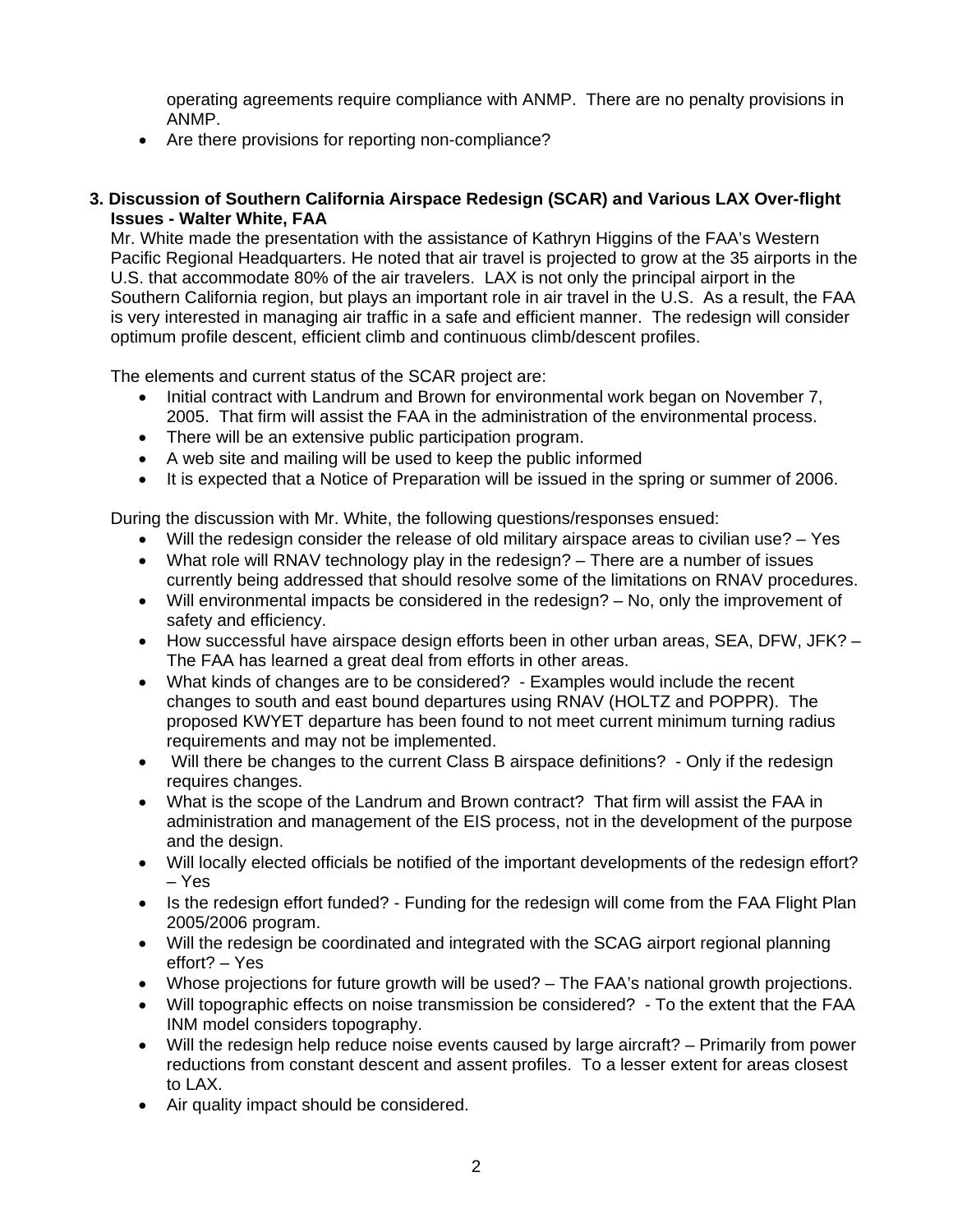operating agreements require compliance with ANMP. There are no penalty provisions in ANMP.

- Are there provisions for reporting non-compliance?

**3. Discussion of Southern California Airspace Redesign (SCAR) and Various LAX Over-flight Issues - Walter White, FAA**

Mr. White made the presentation with the assistance of Kathryn Higgins of the FAA's Western Pacific Regional Headquarters. He noted that air travel is projected to grow at the 35 airports in the U.S. that accommodate 80% of the air travelers. LAX is not only the principal airport in the Southern California region, but plays an important role in air travel in the U.S. As a result, the FAA is very interested in managing air traffic in a safe and efficient manner. The redesign will consider optimum profile descent, efficient climb and continuous climb/descent profiles.

The elements and current status of the SCAR project are:

- Initial contract with Landrum and Brown for environmental work began on November 7, 2005. That firm will assist the FAA in the administration of the environmental process.
- There will be an extensive public participation program.
- A web site and mailing will be used to keep the public informed
- It is expected that a Notice of Preparation will be issued in the spring or summer of 2006.

During the discussion with Mr. White, the following questions/responses ensued:

- Will the redesign consider the release of old military airspace areas to civilian use? – Yes
- What role will RNAV technology play in the redesign? – There are a number of issues currently being addressed that should resolve some of the limitations on RNAV procedures.
- Will environmental impacts be considered in the redesign? – No, only the improvement of safety and efficiency.
- How successful have airspace design efforts been in other urban areas, SEA, DFW, JFK? – The FAA has learned a great deal from efforts in other areas.
- What kinds of changes are to be considered? - Examples would include the recent changes to south and east bound departures using RNAV (HOLTZ and POPPR). The proposed KWYET departure has been found to not meet current minimum turning radius requirements and may not be implemented.
- Will there be changes to the current Class B airspace definitions? - Only if the redesign requires changes.
- What is the scope of the Landrum and Brown contract? That firm will assist the FAA in administration and management of the EIS process, not in the development of the purpose and the design.
- Will locally elected officials be notified of the important developments of the redesign effort? – Yes
- Is the redesign effort funded? - Funding for the redesign will come from the FAA Flight Plan 2005/2006 program.
- Will the redesign be coordinated and integrated with the SCAG airport regional planning effort? – Yes
- Whose projections for future growth will be used? – The FAA's national growth projections.
- Will topographic effects on noise transmission be considered? - To the extent that the FAA INM model considers topography.
- Will the redesign help reduce noise events caused by large aircraft? – Primarily from power reductions from constant descent and assent profiles. To a lesser extent for areas closest to LAX.
- Air quality impact should be considered.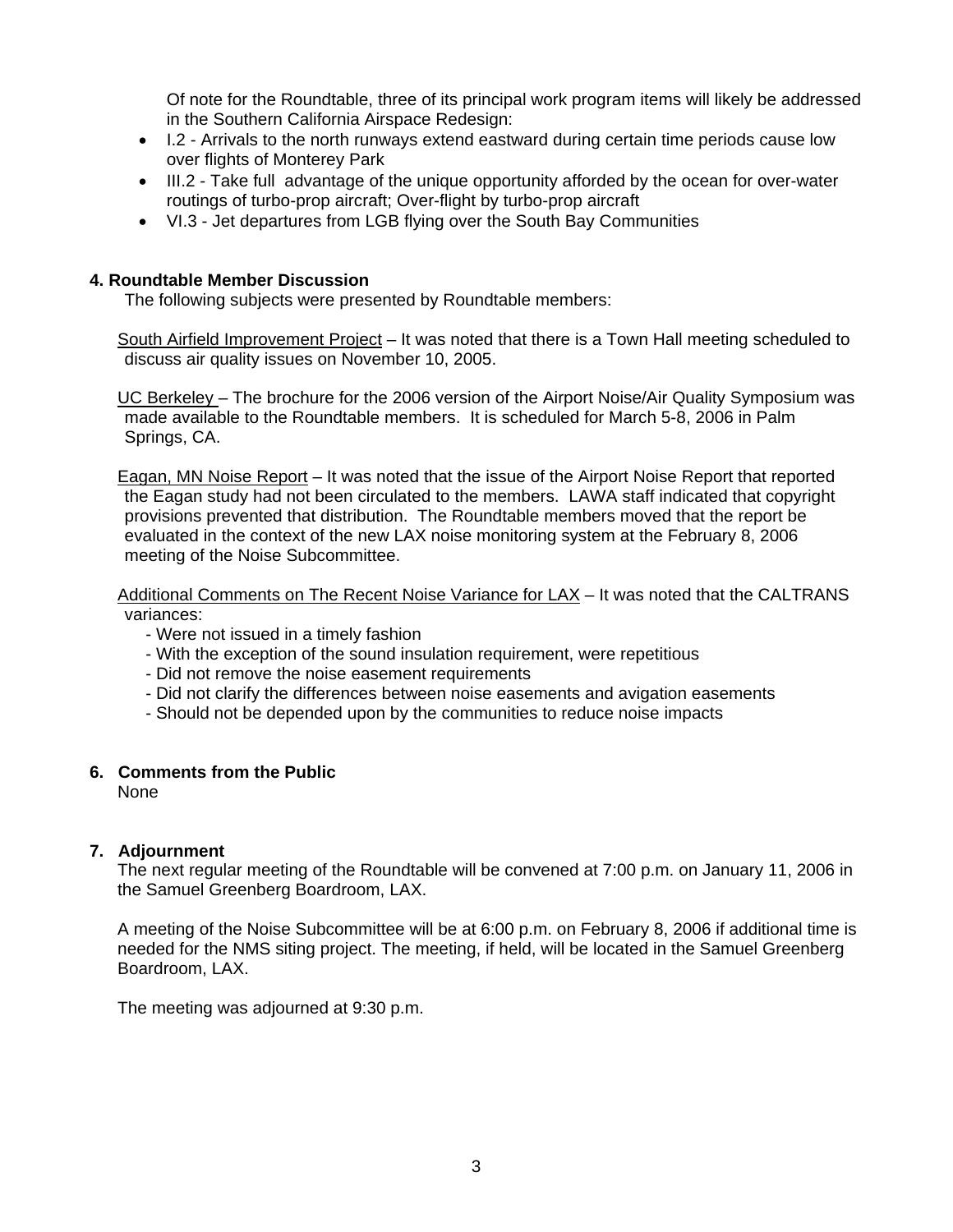Of note for the Roundtable, three of its principal work program items will likely be addressed in the Southern California Airspace Redesign:

- I.2 - Arrivals to the north runways extend eastward during certain time periods cause low over flights of Monterey Park
- III.2 - Take full advantage of the unique opportunity afforded by the ocean for over-water routings of turbo-prop aircraft; Over-flight by turbo-prop aircraft
- VI.3 - Jet departures from LGB flying over the South Bay Communities

**4. Roundtable Member Discussion**

The following subjects were presented by Roundtable members:

<u>South Airfield Improvement Project</u> – It was noted that there is a Town Hall meeting scheduled to discuss air quality issues on November 10, 2005.

<u>UC Berkeley</u> – The brochure for the 2006 version of the Airport Noise/Air Quality Symposium was made available to the Roundtable members. It is scheduled for March 5-8, 2006 in Palm Springs, CA.

<u>Eagan, MN Noise Report</u> – It was noted that the issue of the Airport Noise Report that reported the Eagan study had not been circulated to the members. LAWA staff indicated that copyright provisions prevented that distribution. The Roundtable members moved that the report be evaluated in the context of the new LAX noise monitoring system at the February 8, 2006 meeting of the Noise Subcommittee.

<u>Additional Comments on The Recent Noise Variance for LAX</u> – It was noted that the CALTRANS variances:

- Were not issued in a timely fashion
- With the exception of the sound insulation requirement, were repetitious
- Did not remove the noise easement requirements
- Did not clarify the differences between noise easements and avigation easements
- Should not be depended upon by the communities to reduce noise impacts

**6. Comments from the Public**

None

**7. Adjournment**

The next regular meeting of the Roundtable will be convened at 7:00 p.m. on January 11, 2006 in the Samuel Greenberg Boardroom, LAX.

A meeting of the Noise Subcommittee will be at 6:00 p.m. on February 8, 2006 if additional time is needed for the NMS siting project. The meeting, if held, will be located in the Samuel Greenberg Boardroom, LAX.

The meeting was adjourned at 9:30 p.m.